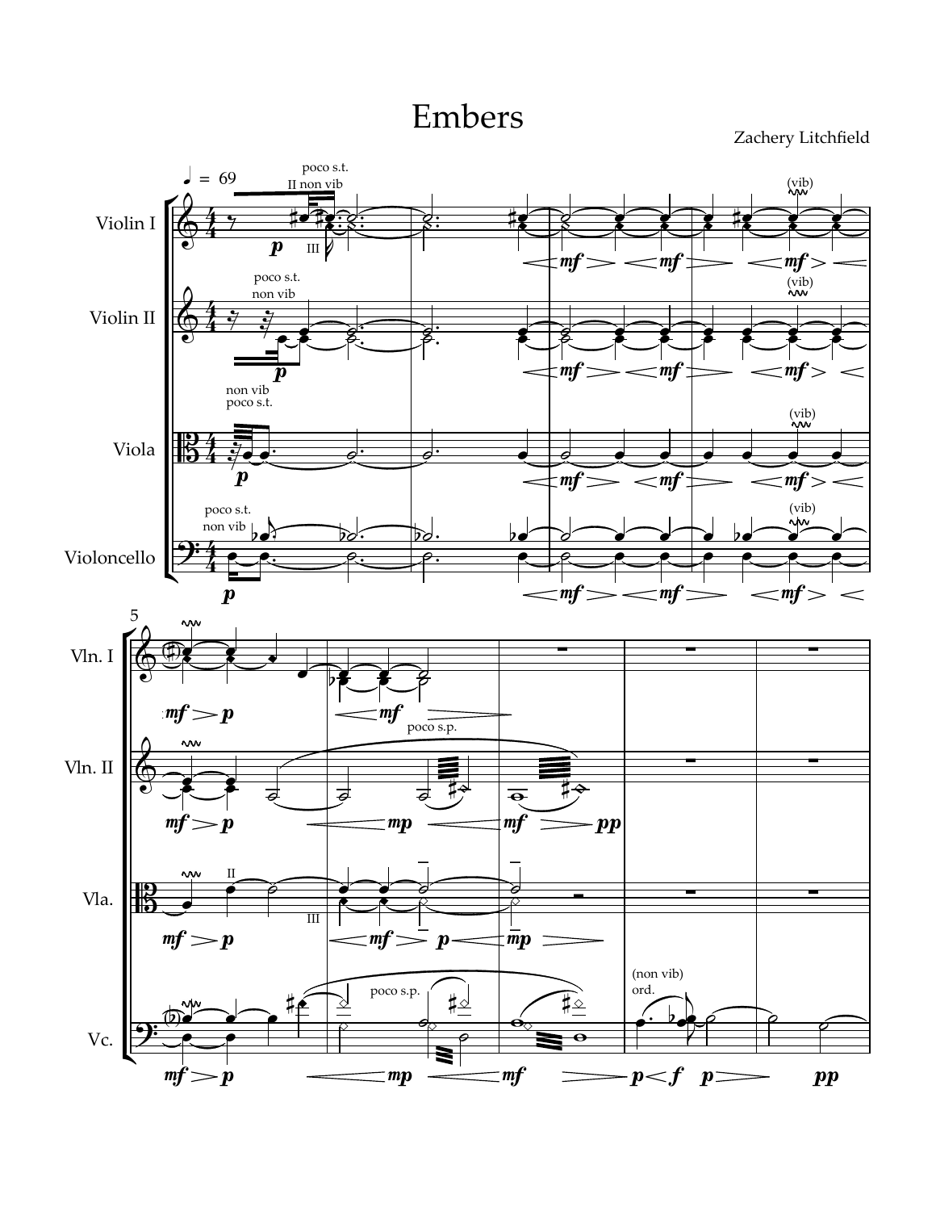# Embers

Zachery Litchfield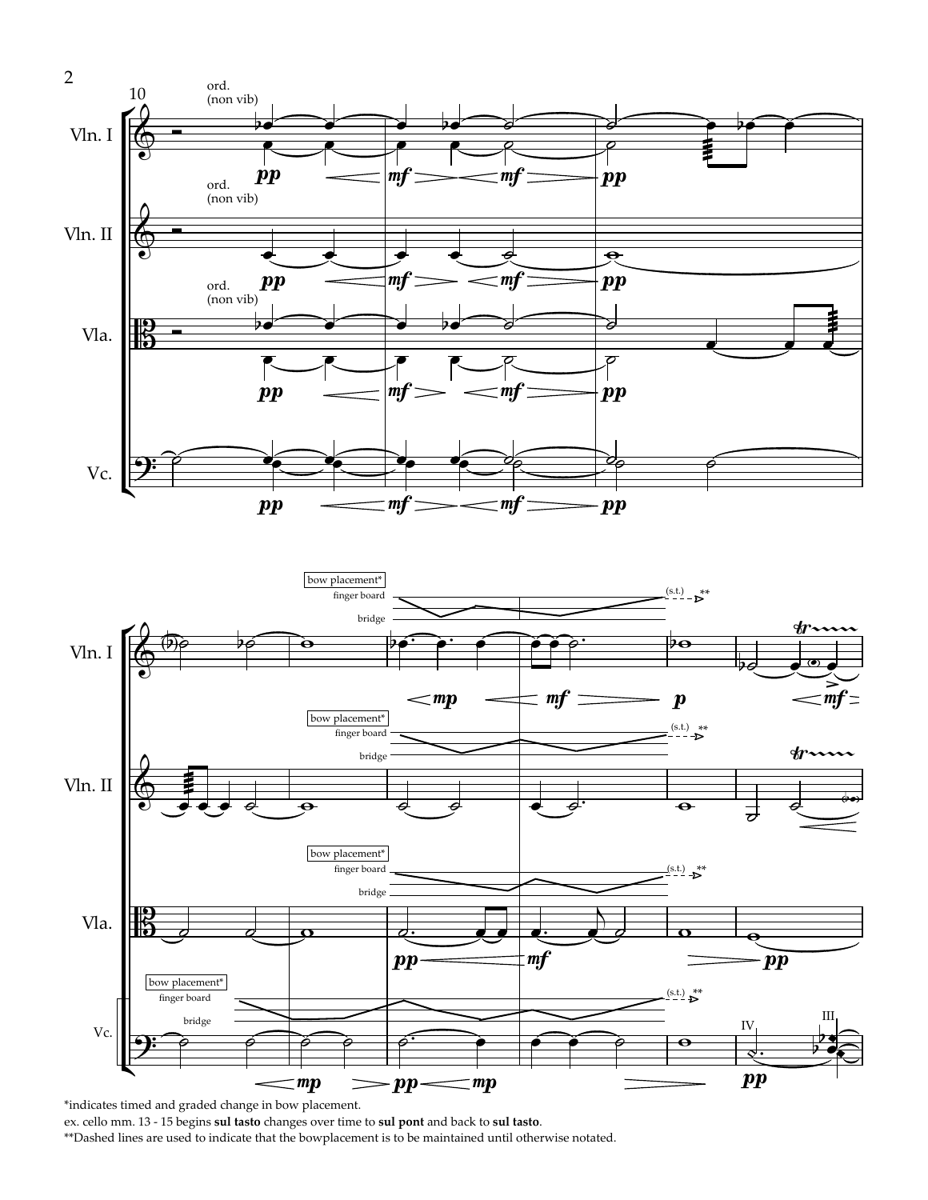\*indicates timed and graded change in bow placement.
ex. cello mm. 13 - 15 begins **sul tasto** changes over time to **sul pont** and back to **sul tasto**.
\*\*Dashed lines are used to indicate that the bowplacement is to be maintained until otherwise notated.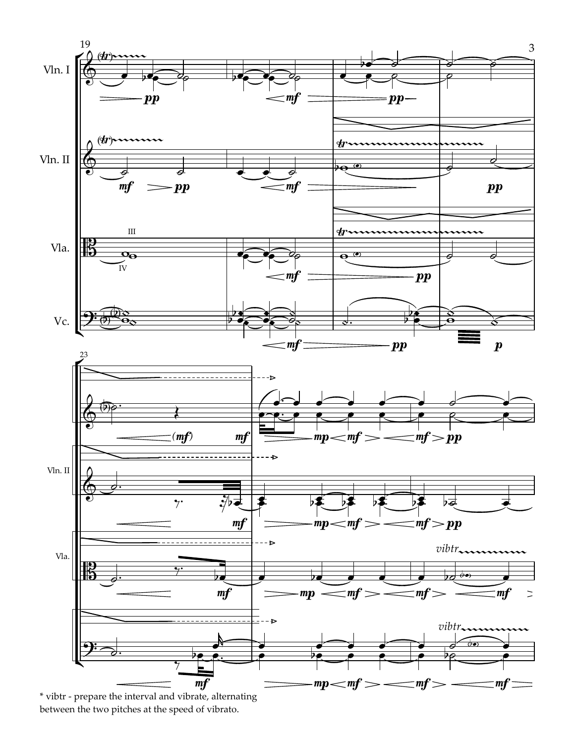\* vibtr - prepare the interval and vibrate, alternating between the two pitches at the speed of vibrato.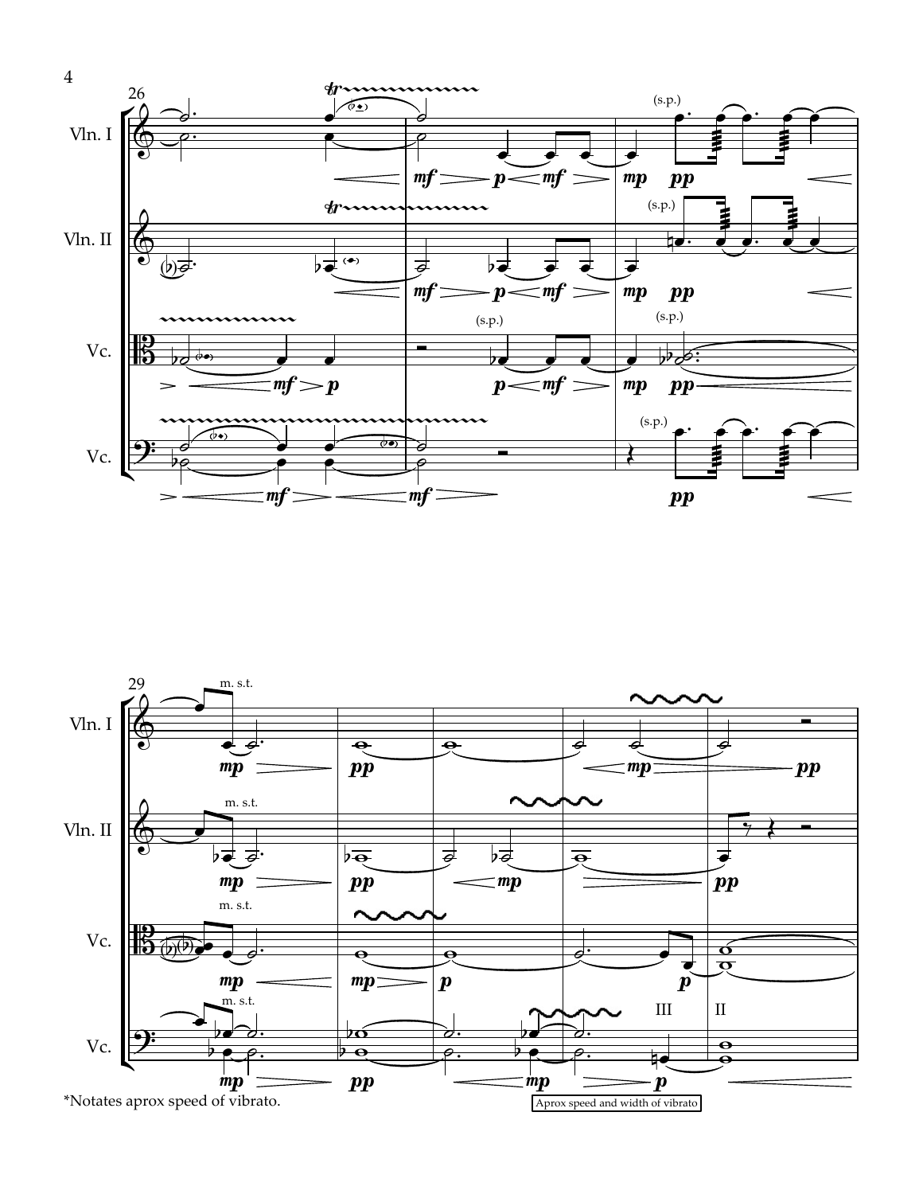*Notates aprox speed of vibrato.

Aprox speed and width of vibrato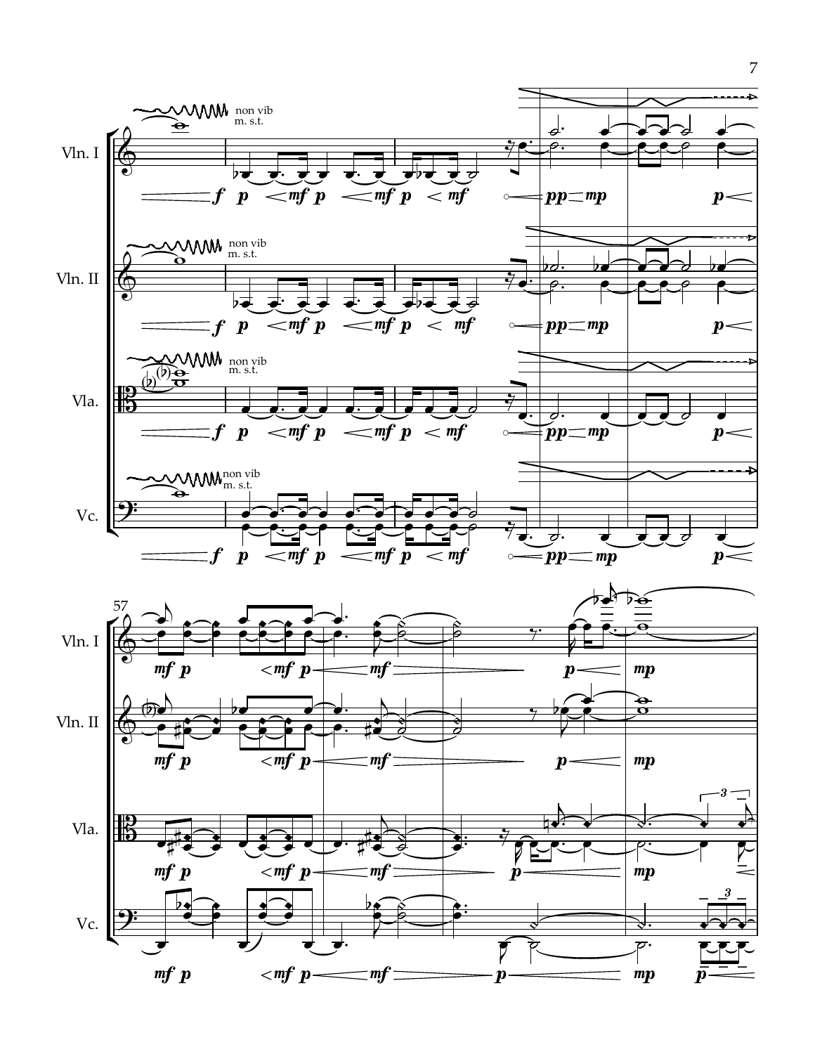Vln. I

non vib
m. s.t.

Vln. II

non vib
m. s.t.

Vla.

non vib
m. s.t.

Vc.

non vib
m. s.t.

57

Vln. I

Vln. II

Vla.

Vc.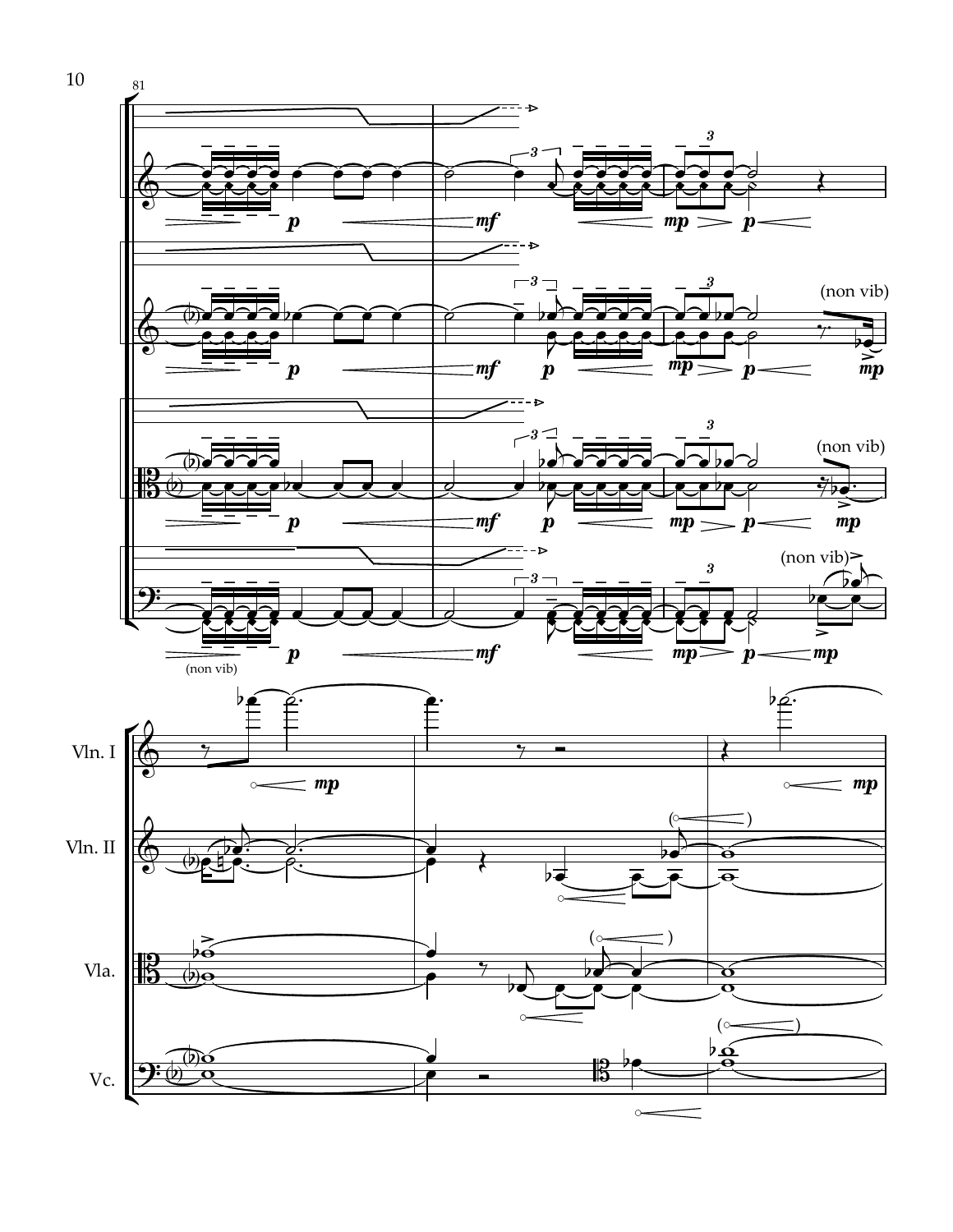81

*p* *mf* *mp* *p*

*p* *mf* *p* *mp* *p* (non vib) *mp*

*p* *mf* *p* *mp* *p* (non vib) *mp*

(non vib) *p* *mf* *mp* *p* (non vib) *mp*

Vln. I *mp* *mp*

Vln. II

Vla.

Vc.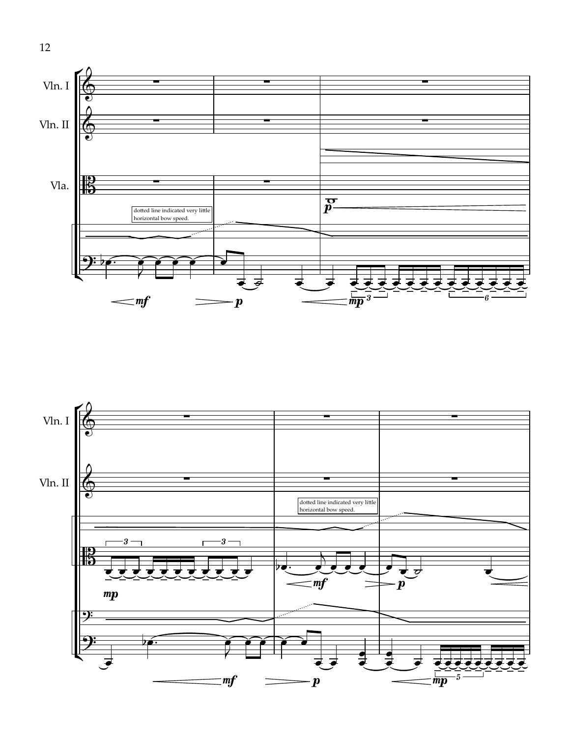Vln. I

Vln. II

Vla.

dotted line indicated very little horizontal bow speed.

Vln. I

Vln. II

dotted line indicated very little horizontal bow speed.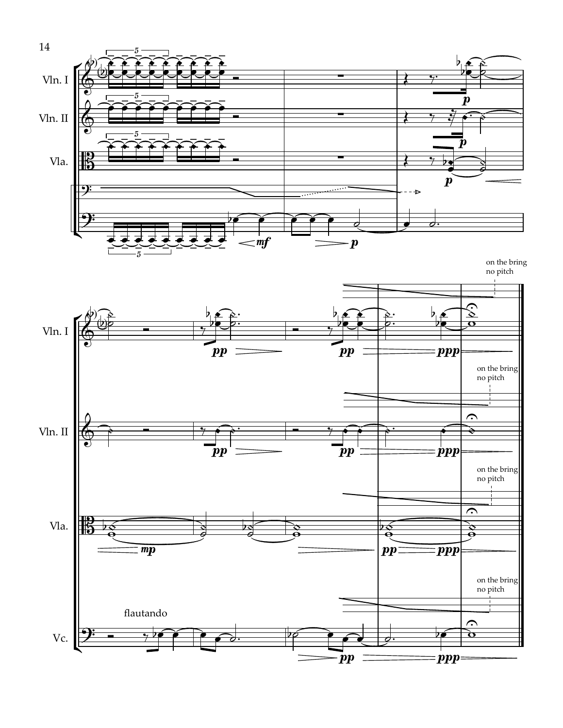Vln. I

Vln. II

Vla.

Vc.

flautando

on the bring
no pitch

on the bring
no pitch

on the bring
no pitch

on the bring
no pitch